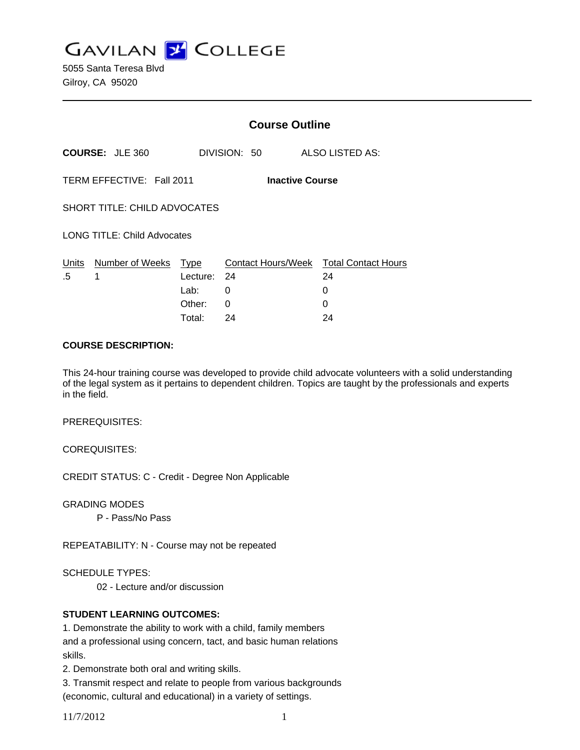# GAVILAN COLLEGE

5055 Santa Teresa Blvd
Gilroy, CA 95020

## Course Outline

**COURSE:** JLE 360 DIVISION: 50 ALSO LISTED AS:

TERM EFFECTIVE: Fall 2011 **Inactive Course**

SHORT TITLE: CHILD ADVOCATES

LONG TITLE: Child Advocates

| Units | Number of Weeks | Type | Contact Hours/Week | Total Contact Hours |
|---|---|---|---|---|
| .5 | 1 | Lecture: | 24 | 24 |
| | | Lab: | 0 | 0 |
| | | Other: | 0 | 0 |
| | | Total: | 24 | 24 |

**COURSE DESCRIPTION:**

This 24-hour training course was developed to provide child advocate volunteers with a solid understanding of the legal system as it pertains to dependent children. Topics are taught by the professionals and experts in the field.

PREREQUISITES:

COREQUISITES:

CREDIT STATUS: C - Credit - Degree Non Applicable

GRADING MODES

P - Pass/No Pass

REPEATABILITY: N - Course may not be repeated

SCHEDULE TYPES:

02 - Lecture and/or discussion

**STUDENT LEARNING OUTCOMES:**

1. Demonstrate the ability to work with a child, family members and a professional using concern, tact, and basic human relations skills.
2. Demonstrate both oral and writing skills.
3. Transmit respect and relate to people from various backgrounds (economic, cultural and educational) in a variety of settings.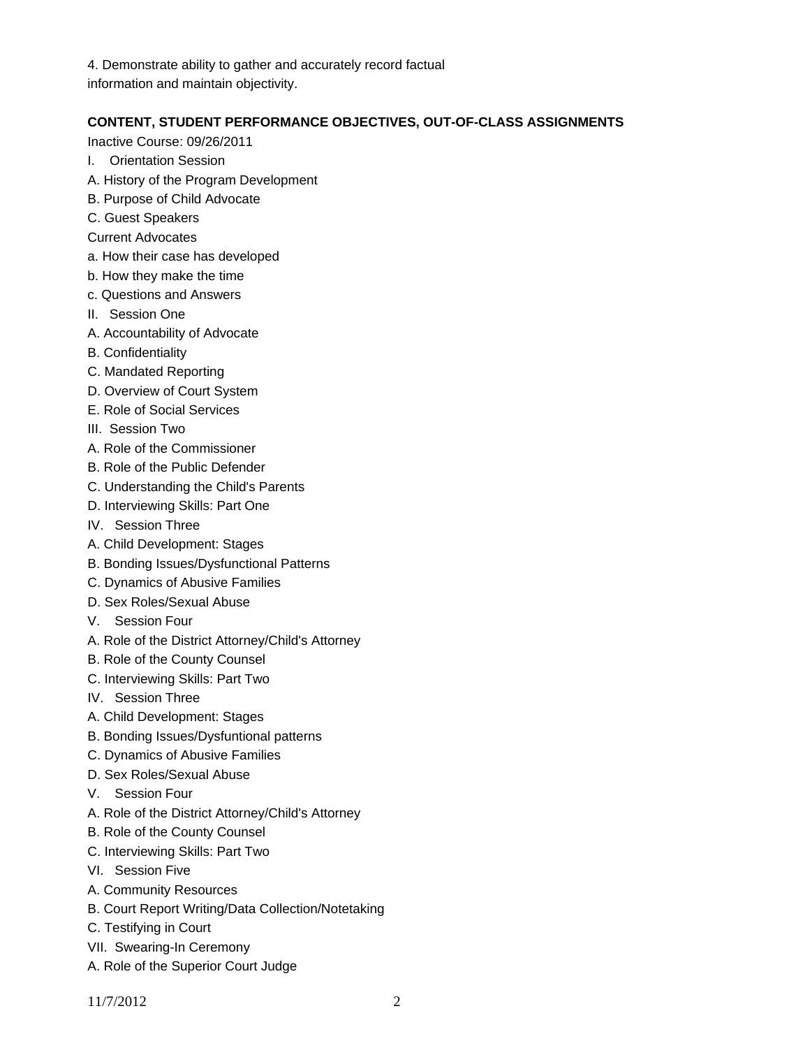4. Demonstrate ability to gather and accurately record factual information and maintain objectivity.

**CONTENT, STUDENT PERFORMANCE OBJECTIVES, OUT-OF-CLASS ASSIGNMENTS**

Inactive Course: 09/26/2011

I. Orientation Session

A. History of the Program Development

B. Purpose of Child Advocate

C. Guest Speakers

Current Advocates

a. How their case has developed

b. How they make the time

c. Questions and Answers

II. Session One

A. Accountability of Advocate

B. Confidentiality

C. Mandated Reporting

D. Overview of Court System

E. Role of Social Services

III. Session Two

A. Role of the Commissioner

B. Role of the Public Defender

C. Understanding the Child's Parents

D. Interviewing Skills: Part One

IV. Session Three

A. Child Development: Stages

B. Bonding Issues/Dysfunctional Patterns

C. Dynamics of Abusive Families

D. Sex Roles/Sexual Abuse

V. Session Four

A. Role of the District Attorney/Child's Attorney

B. Role of the County Counsel

C. Interviewing Skills: Part Two

IV. Session Three

A. Child Development: Stages

B. Bonding Issues/Dysfuntional patterns

C. Dynamics of Abusive Families

D. Sex Roles/Sexual Abuse

V. Session Four

A. Role of the District Attorney/Child's Attorney

B. Role of the County Counsel

C. Interviewing Skills: Part Two

VI. Session Five

A. Community Resources

B. Court Report Writing/Data Collection/Notetaking

C. Testifying in Court

VII. Swearing-In Ceremony

A. Role of the Superior Court Judge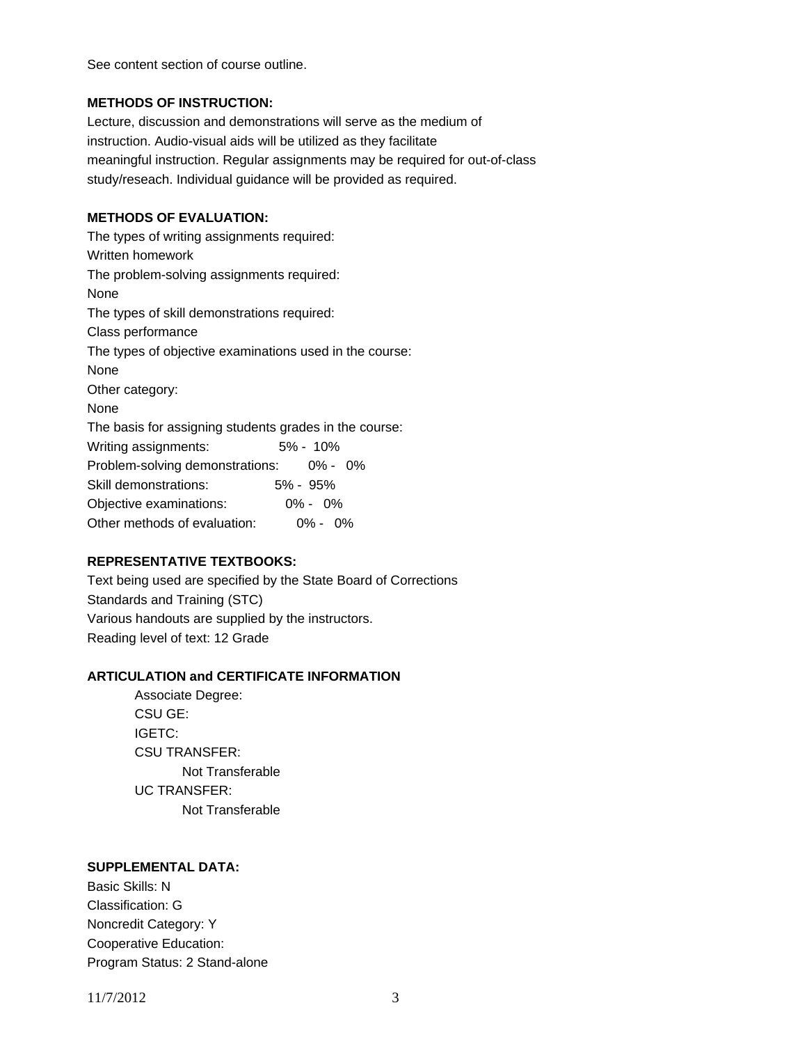See content section of course outline.

**METHODS OF INSTRUCTION:**

Lecture, discussion and demonstrations will serve as the medium of instruction. Audio-visual aids will be utilized as they facilitate meaningful instruction. Regular assignments may be required for out-of-class study/reseach. Individual guidance will be provided as required.

**METHODS OF EVALUATION:**

The types of writing assignments required:
Written homework
The problem-solving assignments required:
None
The types of skill demonstrations required:
Class performance
The types of objective examinations used in the course:
None
Other category:
None
The basis for assigning students grades in the course:

| | |
|---|---|
| Writing assignments: | 5% - 10% |
| Problem-solving demonstrations: | 0% - 0% |
| Skill demonstrations: | 5% - 95% |
| Objective examinations: | 0% - 0% |
| Other methods of evaluation: | 0% - 0% |

**REPRESENTATIVE TEXTBOOKS:**

Text being used are specified by the State Board of Corrections Standards and Training (STC)
Various handouts are supplied by the instructors.
Reading level of text: 12 Grade

**ARTICULATION and CERTIFICATE INFORMATION**

- Associate Degree:
- CSU GE:
- IGETC:
- CSU TRANSFER:
  - Not Transferable
- UC TRANSFER:
  - Not Transferable

**SUPPLEMENTAL DATA:**

Basic Skills: N
Classification: G
Noncredit Category: Y
Cooperative Education:
Program Status: 2 Stand-alone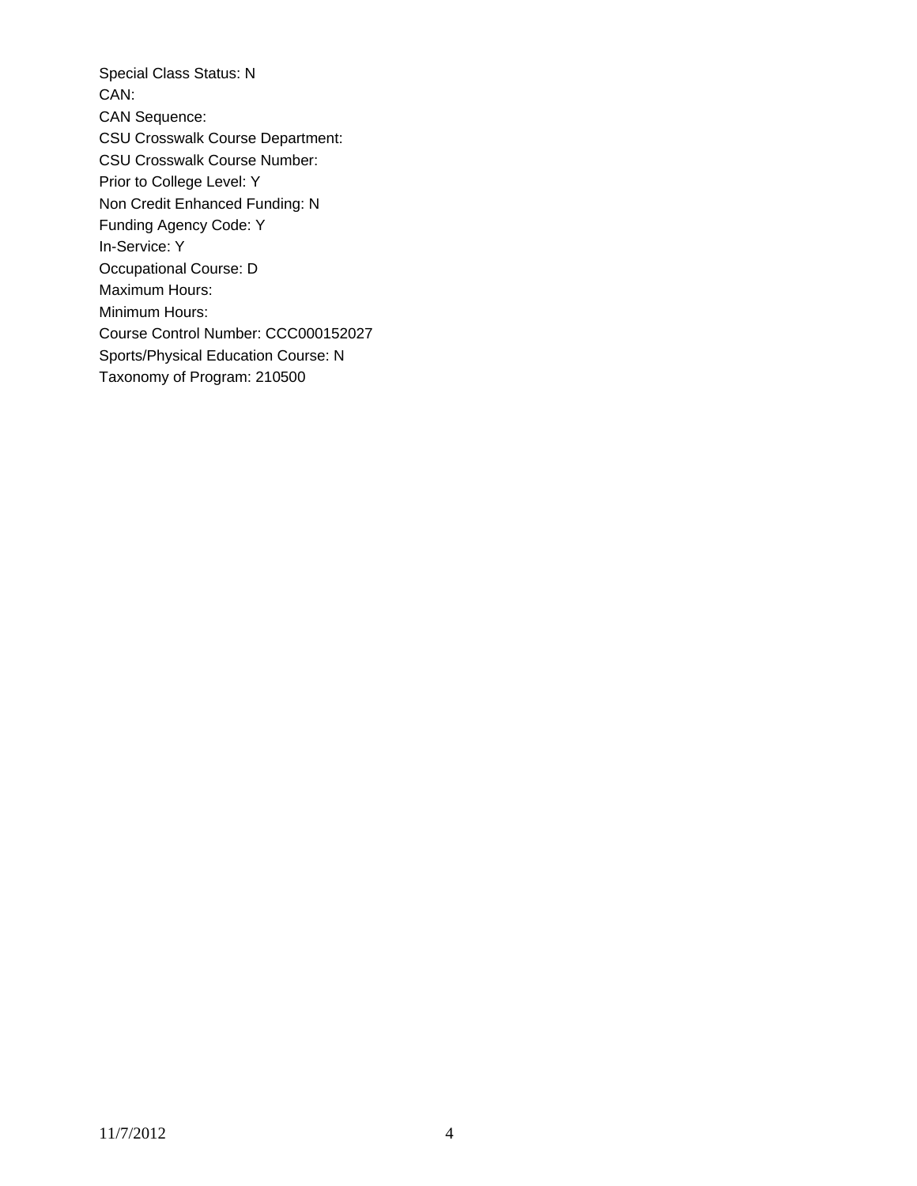Special Class Status: N
CAN:
CAN Sequence:
CSU Crosswalk Course Department:
CSU Crosswalk Course Number:
Prior to College Level: Y
Non Credit Enhanced Funding: N
Funding Agency Code: Y
In-Service: Y
Occupational Course: D
Maximum Hours:
Minimum Hours:
Course Control Number: CCC000152027
Sports/Physical Education Course: N
Taxonomy of Program: 210500